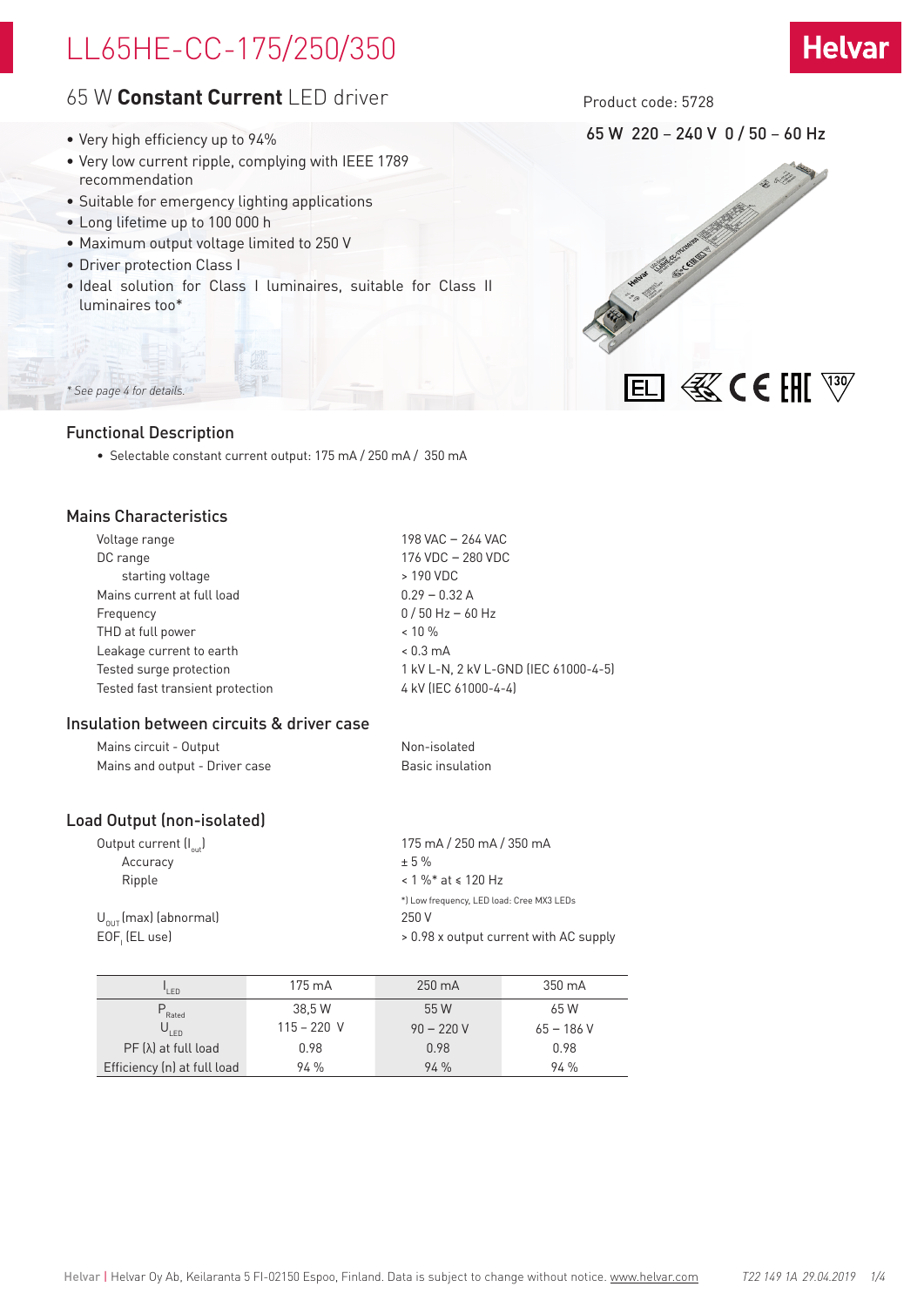# LL65HE-CC-175/250/350

## 65 W **Constant Current** LED driver

Product code: 5728

65 W 220 – 240 V 0 / 50 – 60 Hz

- Very high efficiency up to 94%
- Very low current ripple, complying with IEEE 1789 recommendation
- Suitable for emergency lighting applications
- Long lifetime up to 100 000 h
- Maximum output voltage limited to 250 V
- Driver protection Class I
- Ideal solution for Class I luminaires, suitable for Class II luminaires too*

*\* See page 4 for details.*

### Functional Description

- Selectable constant current output: 175 mA / 250 mA / 350 mA

### Mains Characteristics

| | |
|---|---|
| Voltage range | 198 VAC – 264 VAC |
| DC range | 176 VDC – 280 VDC |
| starting voltage | > 190 VDC |
| Mains current at full load | 0.29 – 0.32 A |
| Frequency | 0 / 50 Hz – 60 Hz |
| THD at full power | < 10 % |
| Leakage current to earth | < 0.3 mA |
| Tested surge protection | 1 kV L-N, 2 kV L-GND (IEC 61000-4-5) |
| Tested fast transient protection | 4 kV (IEC 61000-4-4) |

### Insulation between circuits & driver case

| | |
|---|---|
| Mains circuit - Output | Non-isolated |
| Mains and output - Driver case | Basic insulation |

### Load Output (non-isolated)

| | |
|---|---|
| Output current ($I_{out}$) | 175 mA / 250 mA / 350 mA |
| Accuracy | ± 5 % |
| Ripple | < 1 %* at ≤ 120 Hz |
| | *) Low frequency, LED load: Cree MX3 LEDs |
| $U_{OUT}$ (max) (abnormal) | 250 V |
| $EOF_i$ (EL use) | > 0.98 x output current with AC supply |

| $I_{LED}$ | 175 mA | 250 mA | 350 mA |
|---|---|---|---|
| $P_{Rated}$ | 38,5 W | 55 W | 65 W |
| $U_{LED}$ | 115 – 220 V | 90 – 220 V | 65 – 186 V |
| PF (λ) at full load | 0.98 | 0.98 | 0.98 |
| Efficiency (η) at full load | 94 % | 94 % | 94 % |

Helvar | Helvar Oy Ab, Keilaranta 5 FI-02150 Espoo, Finland. Data is subject to change without notice. www.helvar.com T22 149 1A 29.04.2019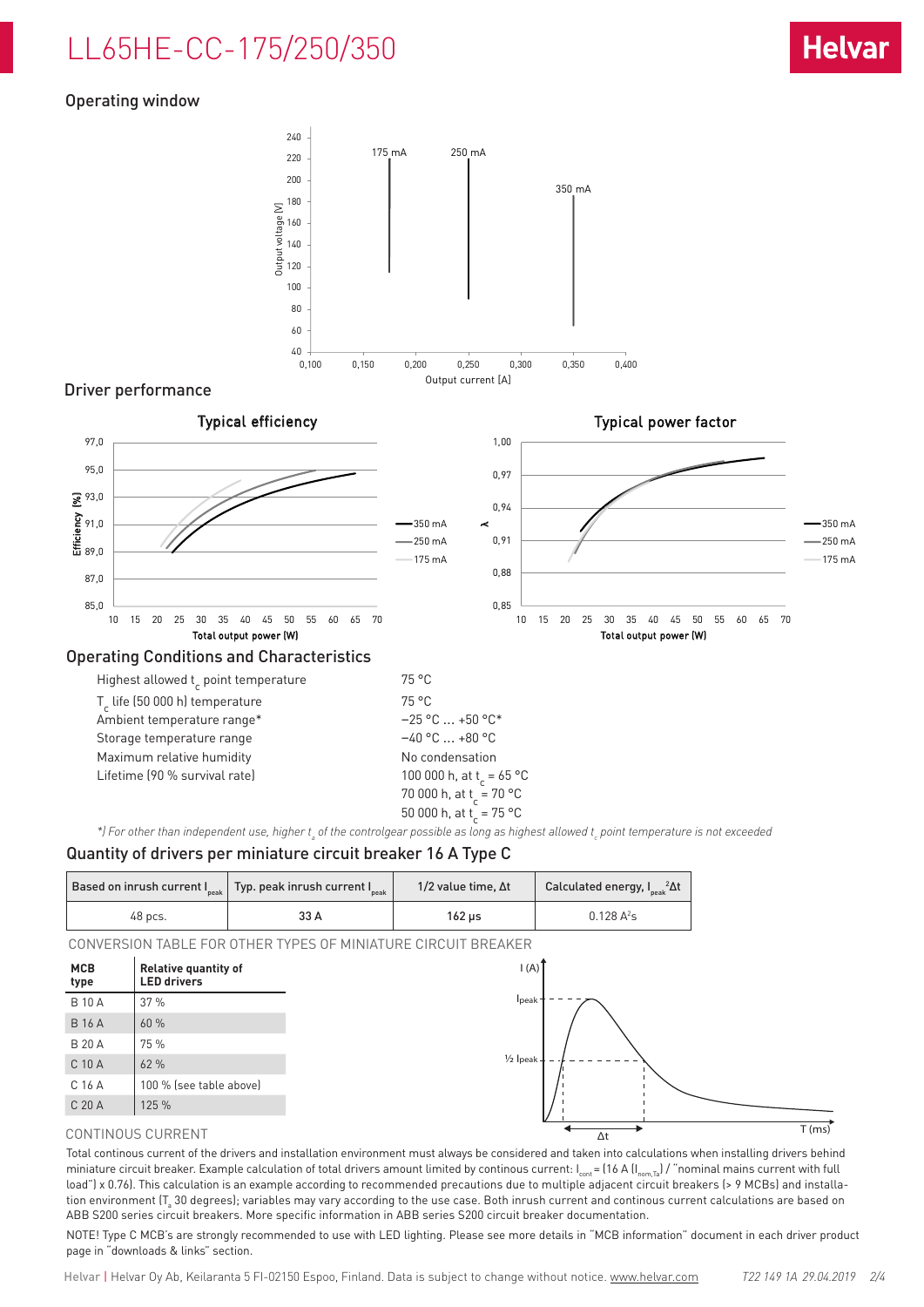# LL65HE-CC-175/250/350

## Operating window

## Driver performance

## Operating Conditions and Characteristics

| | |
|---|---|
| Highest allowed $t_c$ point temperature | 75 °C |
| $T_c$ life (50 000 h) temperature | 75 °C |
| Ambient temperature range* | −25 °C … +50 °C* |
| Storage temperature range | −40 °C … +80 °C |
| Maximum relative humidity | No condensation |
| Lifetime (90 % survival rate) | 100 000 h, at $t_c$ = 65 °C |
| | 70 000 h, at $t_c$ = 70 °C |
| | 50 000 h, at $t_c$ = 75 °C |

*\*) For other than independent use, higher $t_a$ of the controlgear possible as long as highest allowed $t_c$ point temperature is not exceeded*

## Quantity of drivers per miniature circuit breaker 16 A Type C

| Based on inrush current $I_{peak}$ | Typ. peak inrush current $I_{peak}$ | 1/2 value time, Δt | Calculated energy, $I_{peak}{}^2\Delta t$ |
|---|---|---|---|
| 48 pcs. | 33 A | 162 µs | 0.128 $A^2s$ |

CONVERSION TABLE FOR OTHER TYPES OF MINIATURE CIRCUIT BREAKER

| MCB type | Relative quantity of LED drivers |
|---|---|
| B 10 A | 37 % |
| B 16 A | 60 % |
| B 20 A | 75 % |
| C 10 A | 62 % |
| C 16 A | 100 % (see table above) |
| C 20 A | 125 % |

CONTINOUS CURRENT

Total continuous current of the drivers and installation environment must always be considered and taken into calculations when installing drivers behind miniature circuit breaker. Example calculation of total drivers amount limited by continous current: $I_{cont}$ = (16 A ($I_{nom,Ta}$) / "nominal mains current with full load") x 0.76). This calculation is an example according to recommended precautions due to multiple adjacent circuit breakers (> 9 MCBs) and installation environment ($T_a$ 30 degrees); variables may vary according to the use case. Both inrush current and continous current calculations are based on ABB S200 series circuit breakers. More specific information in ABB series S200 circuit breaker documentation.

NOTE! Type C MCB's are strongly recommended to use with LED lighting. Please see more details in "MCB information" document in each driver product page in "downloads & links" section.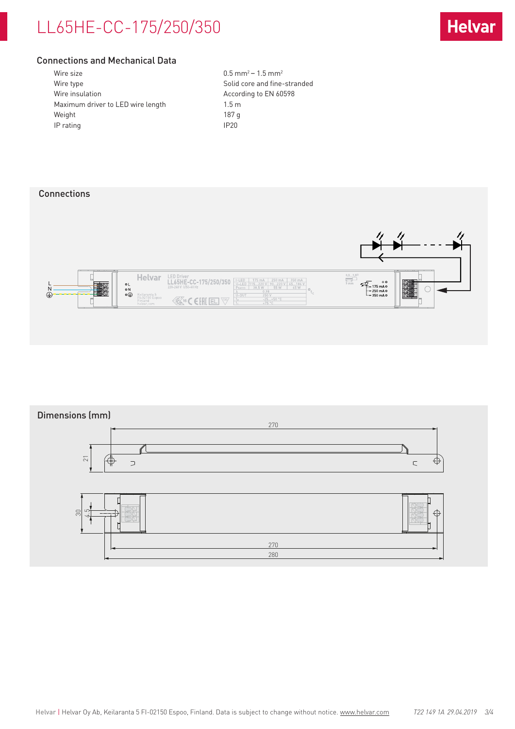## Connections and Mechanical Data

| | |
|---|---|
| Wire size | 0.5 mm² – 1.5 mm² |
| Wire type | Solid core and fine-stranded |
| Wire insulation | According to EN 60598 |
| Maximum driver to LED wire length | 1.5 m |
| Weight | 187 g |
| IP rating | IP20 |

## Connections

## Dimensions (mm)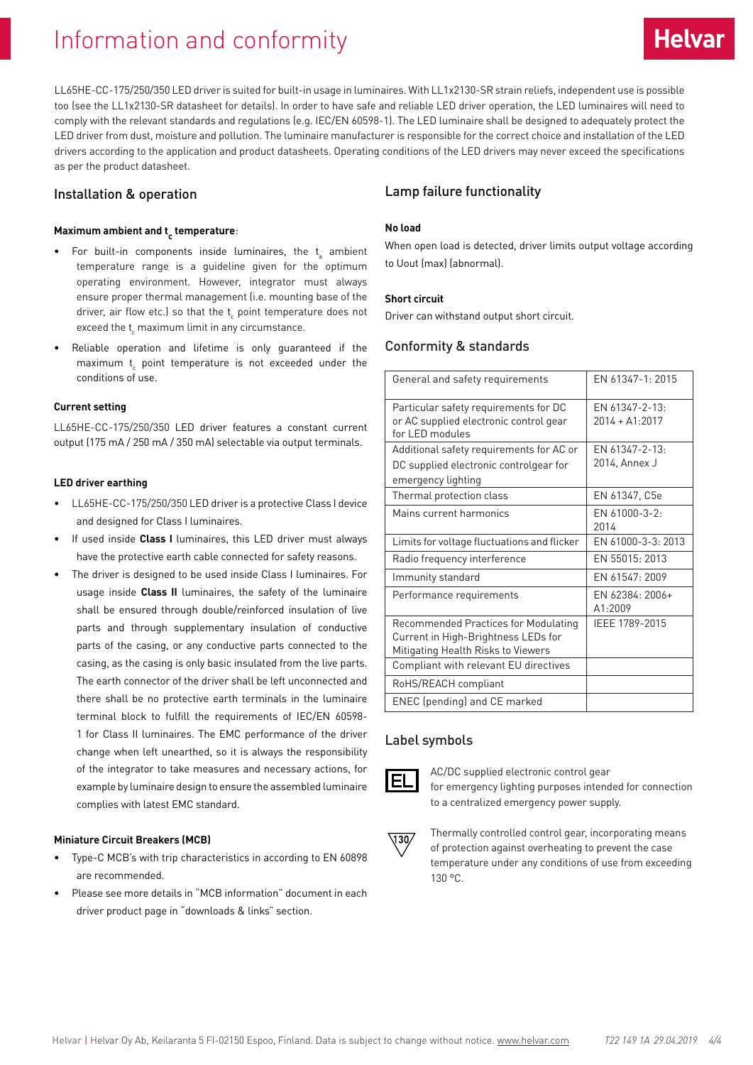# Information and conformity

LL65HE-CC-175/250/350 LED driver is suited for built-in usage in luminaires. With LL1x2130-SR strain reliefs, independent use is possible too (see the LL1x2130-SR datasheet for details). In order to have safe and reliable LED driver operation, the LED luminaires will need to comply with the relevant standards and regulations (e.g. IEC/EN 60598-1). The LED luminaire shall be designed to adequately protect the LED driver from dust, moisture and pollution. The luminaire manufacturer is responsible for the correct choice and installation of the LED drivers according to the application and product datasheets. Operating conditions of the LED drivers may never exceed the specifications as per the product datasheet.

## Installation & operation

**Maximum ambient and $t_c$ temperature**:

- For built-in components inside luminaires, the $t_a$ ambient temperature range is a guideline given for the optimum operating environment. However, integrator must always ensure proper thermal management (i.e. mounting base of the driver, air flow etc.) so that the $t_c$ point temperature does not exceed the $t_c$ maximum limit in any circumstance.
- Reliable operation and lifetime is only guaranteed if the maximum $t_c$ point temperature is not exceeded under the conditions of use.

**Current setting**

LL65HE-CC-175/250/350 LED driver features a constant current output (175 mA / 250 mA / 350 mA) selectable via output terminals.

**LED driver earthing**

- LL65HE-CC-175/250/350 LED driver is a protective Class I device and designed for Class I luminaires.
- If used inside **Class I** luminaires, this LED driver must always have the protective earth cable connected for safety reasons.
- The driver is designed to be used inside Class I luminaires. For usage inside **Class II** luminaires, the safety of the luminaire shall be ensured through double/reinforced insulation of live parts and through supplementary insulation of conductive parts of the casing, or any conductive parts connected to the casing, as the casing is only basic insulated from the live parts. The earth connector of the driver shall be left unconnected and there shall be no protective earth terminals in the luminaire terminal block to fulfill the requirements of IEC/EN 60598-1 for Class II luminaires. The EMC performance of the driver change when left unearthed, so it is always the responsibility of the integrator to take measures and necessary actions, for example by luminaire design to ensure the assembled luminaire complies with latest EMC standard.

**Miniature Circuit Breakers (MCB)**

- Type-C MCB's with trip characteristics in according to EN 60898 are recommended.
- Please see more details in "MCB information" document in each driver product page in "downloads & links" section.

## Lamp failure functionality

**No load**

When open load is detected, driver limits output voltage according to Uout (max) (abnormal).

**Short circuit**

Driver can withstand output short circuit.

## Conformity & standards

| | |
|---|---|
| General and safety requirements | EN 61347-1: 2015 |
| Particular safety requirements for DC or AC supplied electronic control gear for LED modules | EN 61347-2-13: 2014 + A1:2017 |
| Additional safety requirements for AC or DC supplied electronic controlgear for emergency lighting | EN 61347-2-13: 2014, Annex J |
| Thermal protection class | EN 61347, C5e |
| Mains current harmonics | EN 61000-3-2: 2014 |
| Limits for voltage fluctuations and flicker | EN 61000-3-3: 2013 |
| Radio frequency interference | EN 55015: 2013 |
| Immunity standard | EN 61547: 2009 |
| Performance requirements | EN 62384: 2006+ A1:2009 |
| Recommended Practices for Modulating Current in High-Brightness LEDs for Mitigating Health Risks to Viewers | IEEE 1789-2015 |
| Compliant with relevant EU directives | |
| RoHS/REACH compliant | |
| ENEC (pending) and CE marked | |

## Label symbols

EL — AC/DC supplied electronic control gear for emergency lighting purposes intended for connection to a centralized emergency power supply.

130 — Thermally controlled control gear, incorporating means of protection against overheating to prevent the case temperature under any conditions of use from exceeding 130 °C.